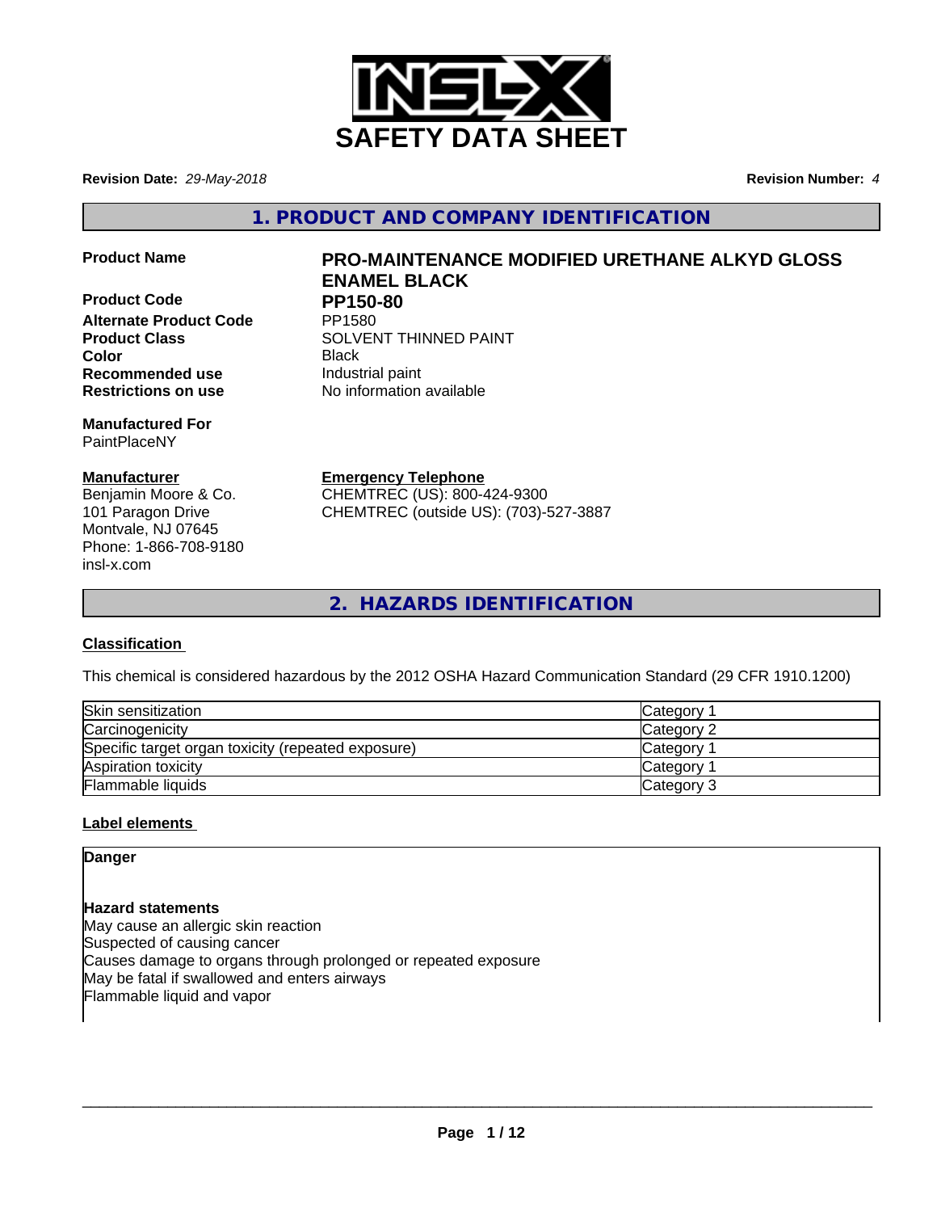# SAFETY DATA SHEET

**Revision Date:** *29-May-2018* **Revision Number:** *4*

## 1. PRODUCT AND COMPANY IDENTIFICATION

**Product Name** **PRO-MAINTENANCE MODIFIED URETHANE ALKYD GLOSS ENAMEL BLACK**

**Product Code** **PP150-80**

**Alternate Product Code** PP1580

**Product Class** SOLVENT THINNED PAINT

**Color** Black

**Recommended use** Industrial paint

**Restrictions on use** No information available

**Manufactured For**
PaintPlaceNY

**Manufacturer**
Benjamin Moore & Co.
101 Paragon Drive
Montvale, NJ 07645
Phone: 1-866-708-9180
insl-x.com

**Emergency Telephone**
CHEMTREC (US): 800-424-9300
CHEMTREC (outside US): (703)-527-3887

## 2. HAZARDS IDENTIFICATION

### Classification

This chemical is considered hazardous by the 2012 OSHA Hazard Communication Standard (29 CFR 1910.1200)

| | |
|---|---|
| Skin sensitization | Category 1 |
| Carcinogenicity | Category 2 |
| Specific target organ toxicity (repeated exposure) | Category 1 |
| Aspiration toxicity | Category 1 |
| Flammable liquids | Category 3 |

### Label elements

**Danger**

**Hazard statements**

May cause an allergic skin reaction
Suspected of causing cancer
Causes damage to organs through prolonged or repeated exposure
May be fatal if swallowed and enters airways
Flammable liquid and vapor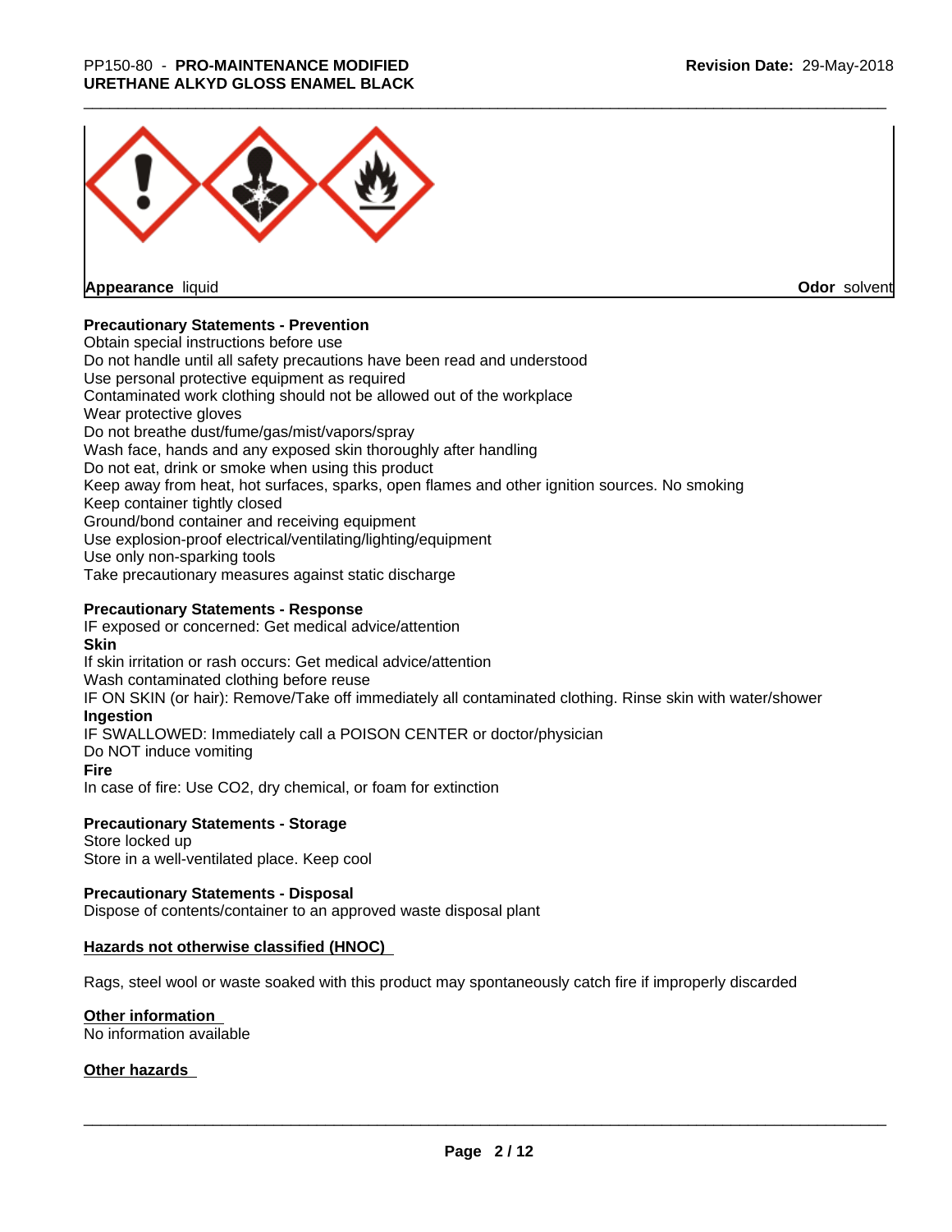**Appearance** liquid **Odor** solvent

**Precautionary Statements - Prevention**

Obtain special instructions before use
Do not handle until all safety precautions have been read and understood
Use personal protective equipment as required
Contaminated work clothing should not be allowed out of the workplace
Wear protective gloves
Do not breathe dust/fume/gas/mist/vapors/spray
Wash face, hands and any exposed skin thoroughly after handling
Do not eat, drink or smoke when using this product
Keep away from heat, hot surfaces, sparks, open flames and other ignition sources. No smoking
Keep container tightly closed
Ground/bond container and receiving equipment
Use explosion-proof electrical/ventilating/lighting/equipment
Use only non-sparking tools
Take precautionary measures against static discharge

**Precautionary Statements - Response**

IF exposed or concerned: Get medical advice/attention

**Skin**

If skin irritation or rash occurs: Get medical advice/attention
Wash contaminated clothing before reuse
IF ON SKIN (or hair): Remove/Take off immediately all contaminated clothing. Rinse skin with water/shower

**Ingestion**

IF SWALLOWED: Immediately call a POISON CENTER or doctor/physician
Do NOT induce vomiting

**Fire**

In case of fire: Use $CO_2$, dry chemical, or foam for extinction

**Precautionary Statements - Storage**

Store locked up
Store in a well-ventilated place. Keep cool

**Precautionary Statements - Disposal**

Dispose of contents/container to an approved waste disposal plant

**Hazards not otherwise classified (HNOC)**

Rags, steel wool or waste soaked with this product may spontaneously catch fire if improperly discarded

**Other information**

No information available

**Other hazards**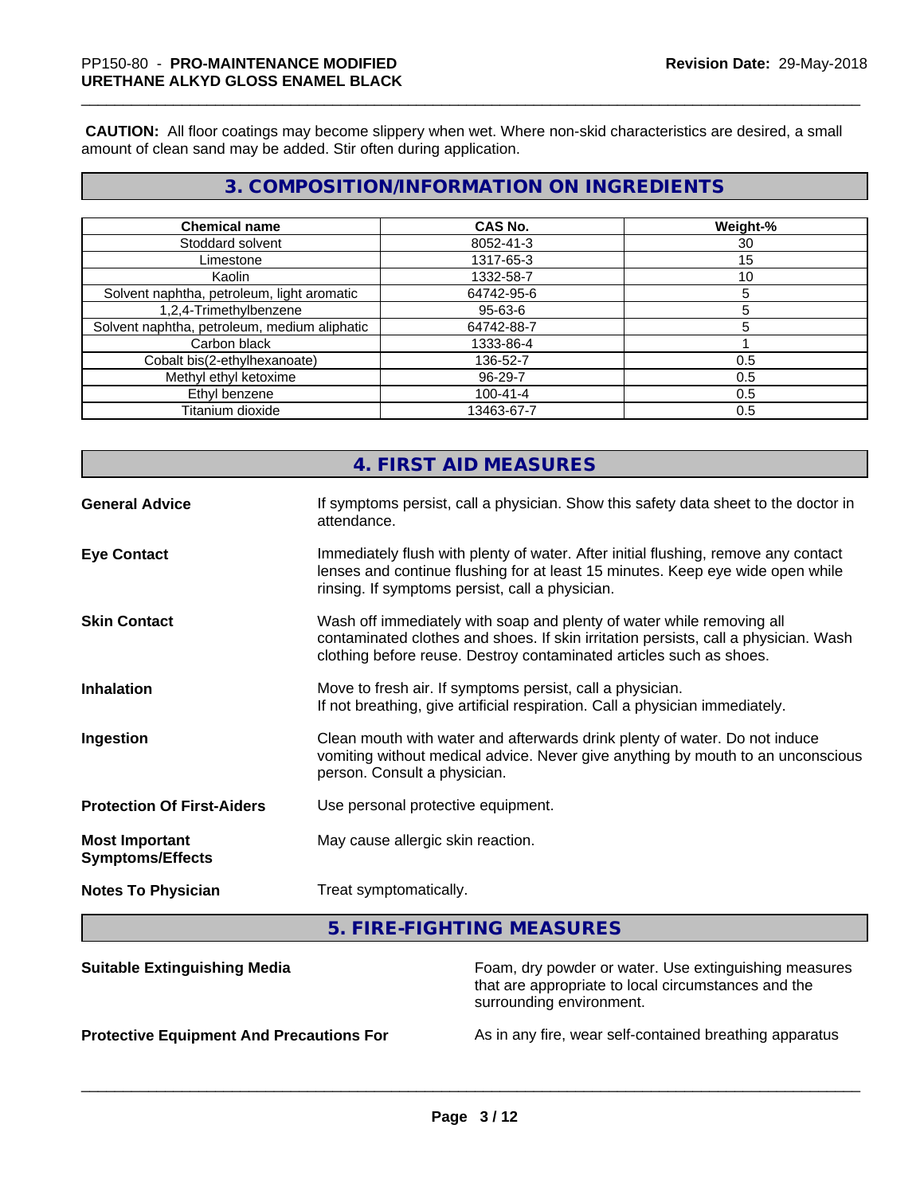**CAUTION:** All floor coatings may become slippery when wet. Where non-skid characteristics are desired, a small amount of clean sand may be added. Stir often during application.

## 3. COMPOSITION/INFORMATION ON INGREDIENTS

| Chemical name | CAS No. | Weight-% |
|---|---|---|
| Stoddard solvent | 8052-41-3 | 30 |
| Limestone | 1317-65-3 | 15 |
| Kaolin | 1332-58-7 | 10 |
| Solvent naphtha, petroleum, light aromatic | 64742-95-6 | 5 |
| 1,2,4-Trimethylbenzene | 95-63-6 | 5 |
| Solvent naphtha, petroleum, medium aliphatic | 64742-88-7 | 5 |
| Carbon black | 1333-86-4 | 1 |
| Cobalt bis(2-ethylhexanoate) | 136-52-7 | 0.5 |
| Methyl ethyl ketoxime | 96-29-7 | 0.5 |
| Ethyl benzene | 100-41-4 | 0.5 |
| Titanium dioxide | 13463-67-7 | 0.5 |

## 4. FIRST AID MEASURES

**General Advice** If symptoms persist, call a physician. Show this safety data sheet to the doctor in attendance.

**Eye Contact** Immediately flush with plenty of water. After initial flushing, remove any contact lenses and continue flushing for at least 15 minutes. Keep eye wide open while rinsing. If symptoms persist, call a physician.

**Skin Contact** Wash off immediately with soap and plenty of water while removing all contaminated clothes and shoes. If skin irritation persists, call a physician. Wash clothing before reuse. Destroy contaminated articles such as shoes.

**Inhalation** Move to fresh air. If symptoms persist, call a physician.
If not breathing, give artificial respiration. Call a physician immediately.

**Ingestion** Clean mouth with water and afterwards drink plenty of water. Do not induce vomiting without medical advice. Never give anything by mouth to an unconscious person. Consult a physician.

**Protection Of First-Aiders** Use personal protective equipment.

**Most Important Symptoms/Effects** May cause allergic skin reaction.

**Notes To Physician** Treat symptomatically.

## 5. FIRE-FIGHTING MEASURES

**Suitable Extinguishing Media** Foam, dry powder or water. Use extinguishing measures that are appropriate to local circumstances and the surrounding environment.

**Protective Equipment And Precautions For** As in any fire, wear self-contained breathing apparatus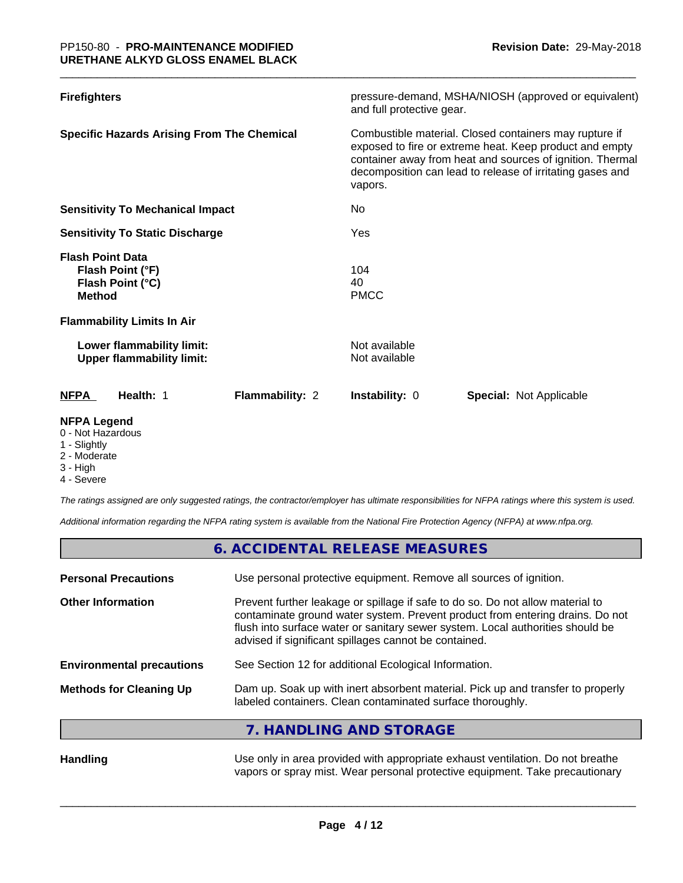| | |
|---|---|
| **Firefighters** | pressure-demand, MSHA/NIOSH (approved or equivalent) and full protective gear. |
| **Specific Hazards Arising From The Chemical** | Combustible material. Closed containers may rupture if exposed to fire or extreme heat. Keep product and empty container away from heat and sources of ignition. Thermal decomposition can lead to release of irritating gases and vapors. |
| **Sensitivity To Mechanical Impact** | No |
| **Sensitivity To Static Discharge** | Yes |
| **Flash Point Data** | |
| **Flash Point (°F)** | 104 |
| **Flash Point (°C)** | 40 |
| **Method** | PMCC |
| **Flammability Limits In Air** | |
| **Lower flammability limit:** | Not available |
| **Upper flammability limit:** | Not available |

| **NFPA** | **Health:** 1 | **Flammability:** 2 | **Instability:** 0 | **Special:** Not Applicable |
|---|---|---|---|---|

**NFPA Legend**

- 0 - Not Hazardous
- 1 - Slightly
- 2 - Moderate
- 3 - High
- 4 - Severe

*The ratings assigned are only suggested ratings, the contractor/employer has ultimate responsibilities for NFPA ratings where this system is used.*

*Additional information regarding the NFPA rating system is available from the National Fire Protection Agency (NFPA) at www.nfpa.org.*

## 6. ACCIDENTAL RELEASE MEASURES

| | |
|---|---|
| **Personal Precautions** | Use personal protective equipment. Remove all sources of ignition. |
| **Other Information** | Prevent further leakage or spillage if safe to do so. Do not allow material to contaminate ground water system. Prevent product from entering drains. Do not flush into surface water or sanitary sewer system. Local authorities should be advised if significant spillages cannot be contained. |
| **Environmental precautions** | See Section 12 for additional Ecological Information. |
| **Methods for Cleaning Up** | Dam up. Soak up with inert absorbent material. Pick up and transfer to properly labeled containers. Clean contaminated surface thoroughly. |

## 7. HANDLING AND STORAGE

| | |
|---|---|
| **Handling** | Use only in area provided with appropriate exhaust ventilation. Do not breathe vapors or spray mist. Wear personal protective equipment. Take precautionary |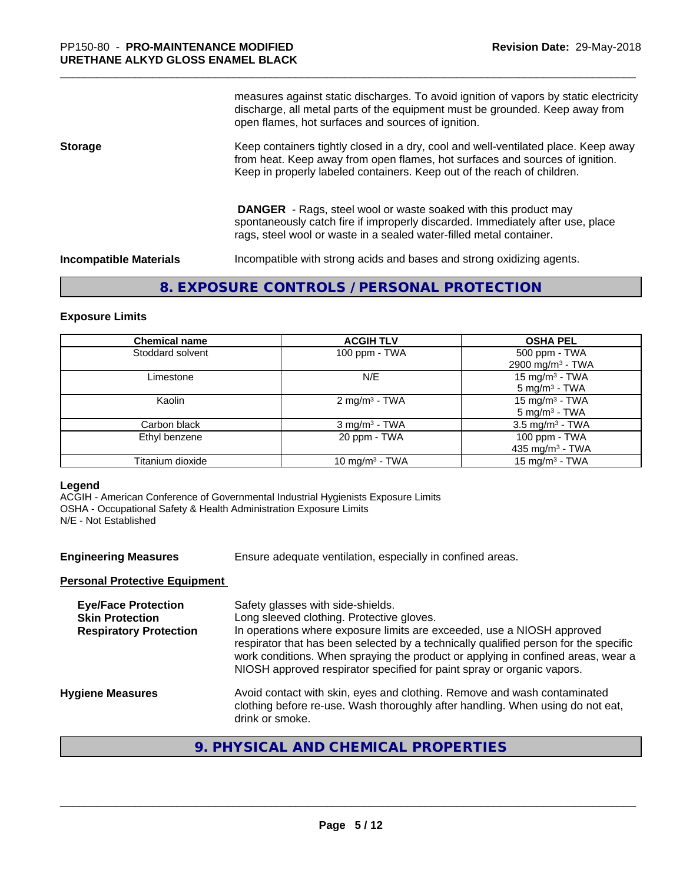measures against static discharges. To avoid ignition of vapors by static electricity discharge, all metal parts of the equipment must be grounded. Keep away from open flames, hot surfaces and sources of ignition.

**Storage**

Keep containers tightly closed in a dry, cool and well-ventilated place. Keep away from heat. Keep away from open flames, hot surfaces and sources of ignition. Keep in properly labeled containers. Keep out of the reach of children.

**DANGER** - Rags, steel wool or waste soaked with this product may spontaneously catch fire if improperly discarded. Immediately after use, place rags, steel wool or waste in a sealed water-filled metal container.

**Incompatible Materials**

Incompatible with strong acids and bases and strong oxidizing agents.

## 8. EXPOSURE CONTROLS / PERSONAL PROTECTION

### Exposure Limits

| Chemical name | ACGIH TLV | OSHA PEL |
|---|---|---|
| Stoddard solvent | 100 ppm - TWA | 500 ppm - TWA<br>2900 mg/m³ - TWA |
| Limestone | N/E | 15 mg/m³ - TWA<br>5 mg/m³ - TWA |
| Kaolin | 2 mg/m³ - TWA | 15 mg/m³ - TWA<br>5 mg/m³ - TWA |
| Carbon black | 3 mg/m³ - TWA | 3.5 mg/m³ - TWA |
| Ethyl benzene | 20 ppm - TWA | 100 ppm - TWA<br>435 mg/m³ - TWA |
| Titanium dioxide | 10 mg/m³ - TWA | 15 mg/m³ - TWA |

**Legend**

ACGIH - American Conference of Governmental Industrial Hygienists Exposure Limits
OSHA - Occupational Safety & Health Administration Exposure Limits
N/E - Not Established

**Engineering Measures**

Ensure adequate ventilation, especially in confined areas.

**Personal Protective Equipment**

**Eye/Face Protection**

Safety glasses with side-shields.

**Skin Protection**

Long sleeved clothing. Protective gloves.

**Respiratory Protection**

In operations where exposure limits are exceeded, use a NIOSH approved respirator that has been selected by a technically qualified person for the specific work conditions. When spraying the product or applying in confined areas, wear a NIOSH approved respirator specified for paint spray or organic vapors.

**Hygiene Measures**

Avoid contact with skin, eyes and clothing. Remove and wash contaminated clothing before re-use. Wash thoroughly after handling. When using do not eat, drink or smoke.

## 9. PHYSICAL AND CHEMICAL PROPERTIES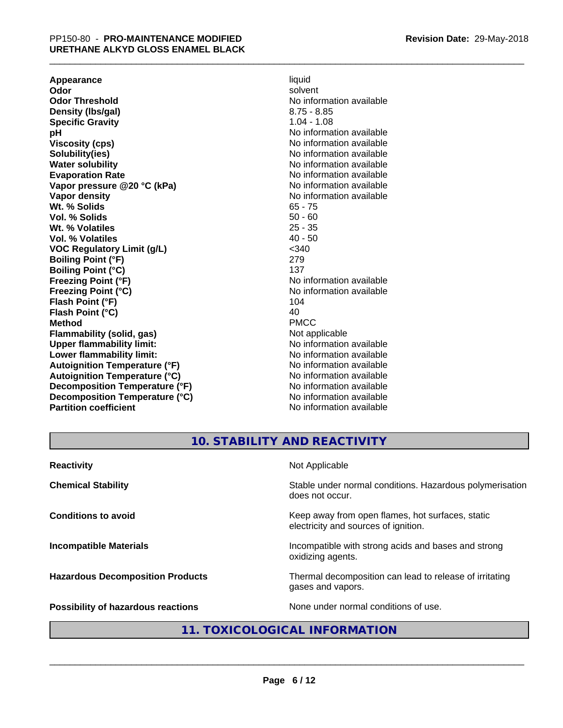| | |
|---|---|
| **Appearance** | liquid |
| **Odor** | solvent |
| **Odor Threshold** | No information available |
| **Density (lbs/gal)** | 8.75 - 8.85 |
| **Specific Gravity** | 1.04 - 1.08 |
| **pH** | No information available |
| **Viscosity (cps)** | No information available |
| **Solubility(ies)** | No information available |
| **Water solubility** | No information available |
| **Evaporation Rate** | No information available |
| **Vapor pressure @20 °C (kPa)** | No information available |
| **Vapor density** | No information available |
| **Wt. % Solids** | 65 - 75 |
| **Vol. % Solids** | 50 - 60 |
| **Wt. % Volatiles** | 25 - 35 |
| **Vol. % Volatiles** | 40 - 50 |
| **VOC Regulatory Limit (g/L)** | <340 |
| **Boiling Point (°F)** | 279 |
| **Boiling Point (°C)** | 137 |
| **Freezing Point (°F)** | No information available |
| **Freezing Point (°C)** | No information available |
| **Flash Point (°F)** | 104 |
| **Flash Point (°C)** | 40 |
| **Method** | PMCC |
| **Flammability (solid, gas)** | Not applicable |
| **Upper flammability limit:** | No information available |
| **Lower flammability limit:** | No information available |
| **Autoignition Temperature (°F)** | No information available |
| **Autoignition Temperature (°C)** | No information available |
| **Decomposition Temperature (°F)** | No information available |
| **Decomposition Temperature (°C)** | No information available |
| **Partition coefficient** | No information available |

## 10. STABILITY AND REACTIVITY

| | |
|---|---|
| **Reactivity** | Not Applicable |
| **Chemical Stability** | Stable under normal conditions. Hazardous polymerisation does not occur. |
| **Conditions to avoid** | Keep away from open flames, hot surfaces, static electricity and sources of ignition. |
| **Incompatible Materials** | Incompatible with strong acids and bases and strong oxidizing agents. |
| **Hazardous Decomposition Products** | Thermal decomposition can lead to release of irritating gases and vapors. |
| **Possibility of hazardous reactions** | None under normal conditions of use. |

## 11. TOXICOLOGICAL INFORMATION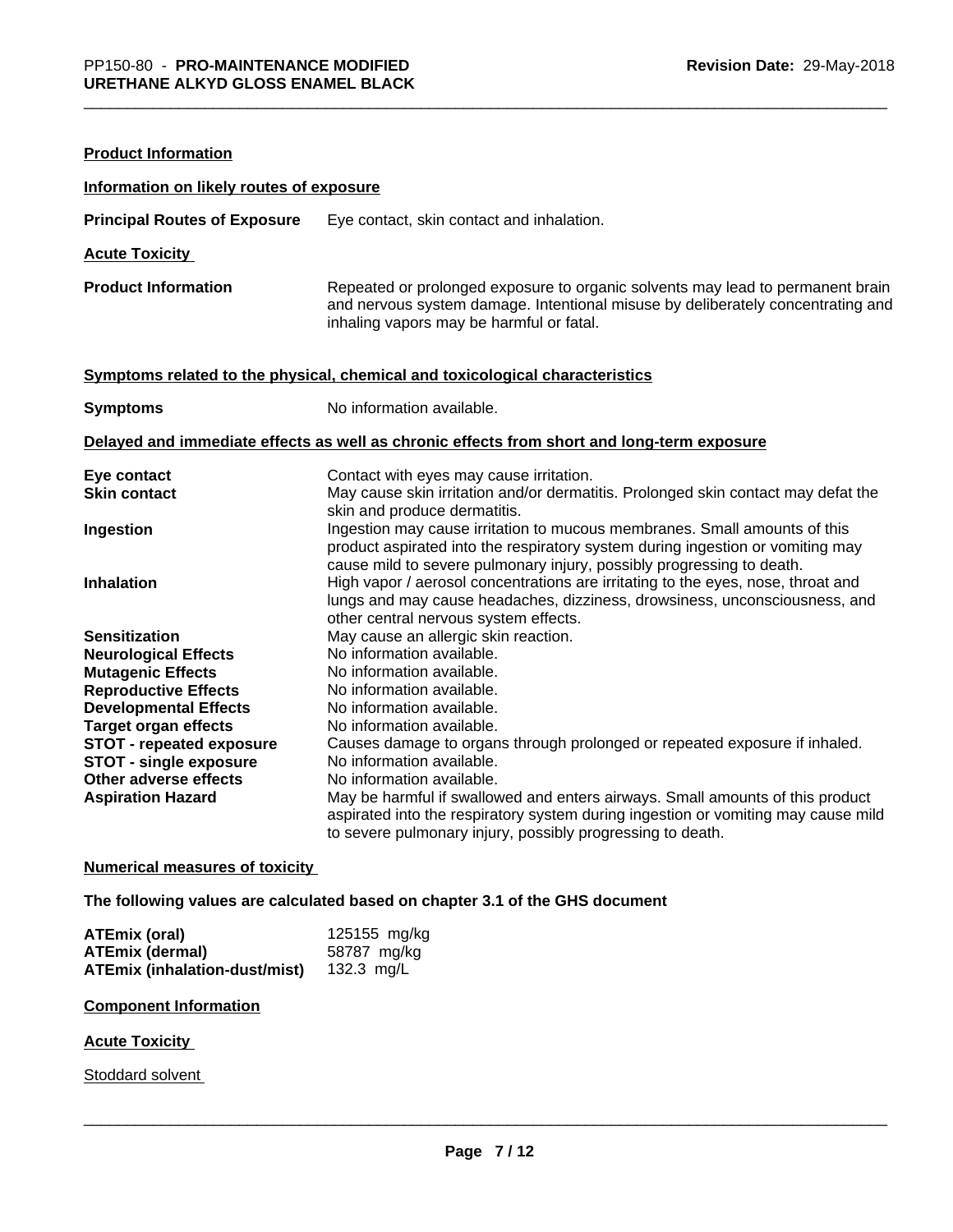**Product Information**

**Information on likely routes of exposure**

| | |
|---|---|
| **Principal Routes of Exposure** | Eye contact, skin contact and inhalation. |

**Acute Toxicity**

| | |
|---|---|
| **Product Information** | Repeated or prolonged exposure to organic solvents may lead to permanent brain and nervous system damage. Intentional misuse by deliberately concentrating and inhaling vapors may be harmful or fatal. |

**Symptoms related to the physical, chemical and toxicological characteristics**

| | |
|---|---|
| **Symptoms** | No information available. |

**Delayed and immediate effects as well as chronic effects from short and long-term exposure**

| | |
|---|---|
| **Eye contact** | Contact with eyes may cause irritation. |
| **Skin contact** | May cause skin irritation and/or dermatitis. Prolonged skin contact may defat the skin and produce dermatitis. |
| **Ingestion** | Ingestion may cause irritation to mucous membranes. Small amounts of this product aspirated into the respiratory system during ingestion or vomiting may cause mild to severe pulmonary injury, possibly progressing to death. |
| **Inhalation** | High vapor / aerosol concentrations are irritating to the eyes, nose, throat and lungs and may cause headaches, dizziness, drowsiness, unconsciousness, and other central nervous system effects. |
| **Sensitization** | May cause an allergic skin reaction. |
| **Neurological Effects** | No information available. |
| **Mutagenic Effects** | No information available. |
| **Reproductive Effects** | No information available. |
| **Developmental Effects** | No information available. |
| **Target organ effects** | No information available. |
| **STOT - repeated exposure** | Causes damage to organs through prolonged or repeated exposure if inhaled. |
| **STOT - single exposure** | No information available. |
| **Other adverse effects** | No information available. |
| **Aspiration Hazard** | May be harmful if swallowed and enters airways. Small amounts of this product aspirated into the respiratory system during ingestion or vomiting may cause mild to severe pulmonary injury, possibly progressing to death. |

**Numerical measures of toxicity**

**The following values are calculated based on chapter 3.1 of the GHS document**

| | |
|---|---|
| **ATEmix (oral)** | 125155 mg/kg |
| **ATEmix (dermal)** | 58787 mg/kg |
| **ATEmix (inhalation-dust/mist)** | 132.3 mg/L |

**Component Information**

**Acute Toxicity**

Stoddard solvent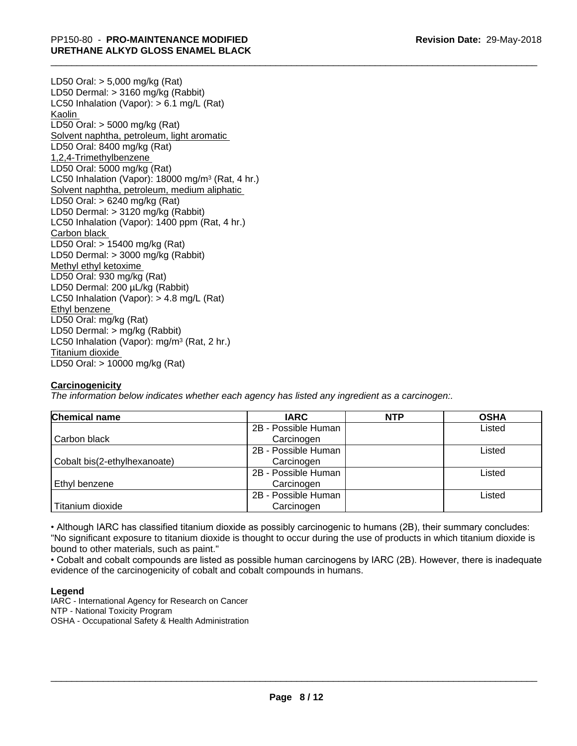LD50 Oral: > 5,000 mg/kg (Rat)
LD50 Dermal: > 3160 mg/kg (Rabbit)
LC50 Inhalation (Vapor): > 6.1 mg/L (Rat)

Kaolin
LD50 Oral: > 5000 mg/kg (Rat)

Solvent naphtha, petroleum, light aromatic
LD50 Oral: 8400 mg/kg (Rat)

1,2,4-Trimethylbenzene
LD50 Oral: 5000 mg/kg (Rat)
LC50 Inhalation (Vapor): 18000 mg/m$^3$ (Rat, 4 hr.)

Solvent naphtha, petroleum, medium aliphatic
LD50 Oral: > 6240 mg/kg (Rat)
LD50 Dermal: > 3120 mg/kg (Rabbit)
LC50 Inhalation (Vapor): 1400 ppm (Rat, 4 hr.)

Carbon black
LD50 Oral: > 15400 mg/kg (Rat)
LD50 Dermal: > 3000 mg/kg (Rabbit)

Methyl ethyl ketoxime
LD50 Oral: 930 mg/kg (Rat)
LD50 Dermal: 200 µL/kg (Rabbit)
LC50 Inhalation (Vapor): > 4.8 mg/L (Rat)

Ethyl benzene
LD50 Oral: mg/kg (Rat)
LD50 Dermal: > mg/kg (Rabbit)
LC50 Inhalation (Vapor): mg/m$^3$ (Rat, 2 hr.)

Titanium dioxide
LD50 Oral: > 10000 mg/kg (Rat)

**Carcinogenicity**

*The information below indicates whether each agency has listed any ingredient as a carcinogen:.*

| Chemical name | IARC | NTP | OSHA |
|---|---|---|---|
| Carbon black | 2B - Possible Human Carcinogen | | Listed |
| Cobalt bis(2-ethylhexanoate) | 2B - Possible Human Carcinogen | | Listed |
| Ethyl benzene | 2B - Possible Human Carcinogen | | Listed |
| Titanium dioxide | 2B - Possible Human Carcinogen | | Listed |

• Although IARC has classified titanium dioxide as possibly carcinogenic to humans (2B), their summary concludes: "No significant exposure to titanium dioxide is thought to occur during the use of products in which titanium dioxide is bound to other materials, such as paint."

• Cobalt and cobalt compounds are listed as possible human carcinogens by IARC (2B). However, there is inadequate evidence of the carcinogenicity of cobalt and cobalt compounds in humans.

**Legend**

IARC - International Agency for Research on Cancer
NTP - National Toxicity Program
OSHA - Occupational Safety & Health Administration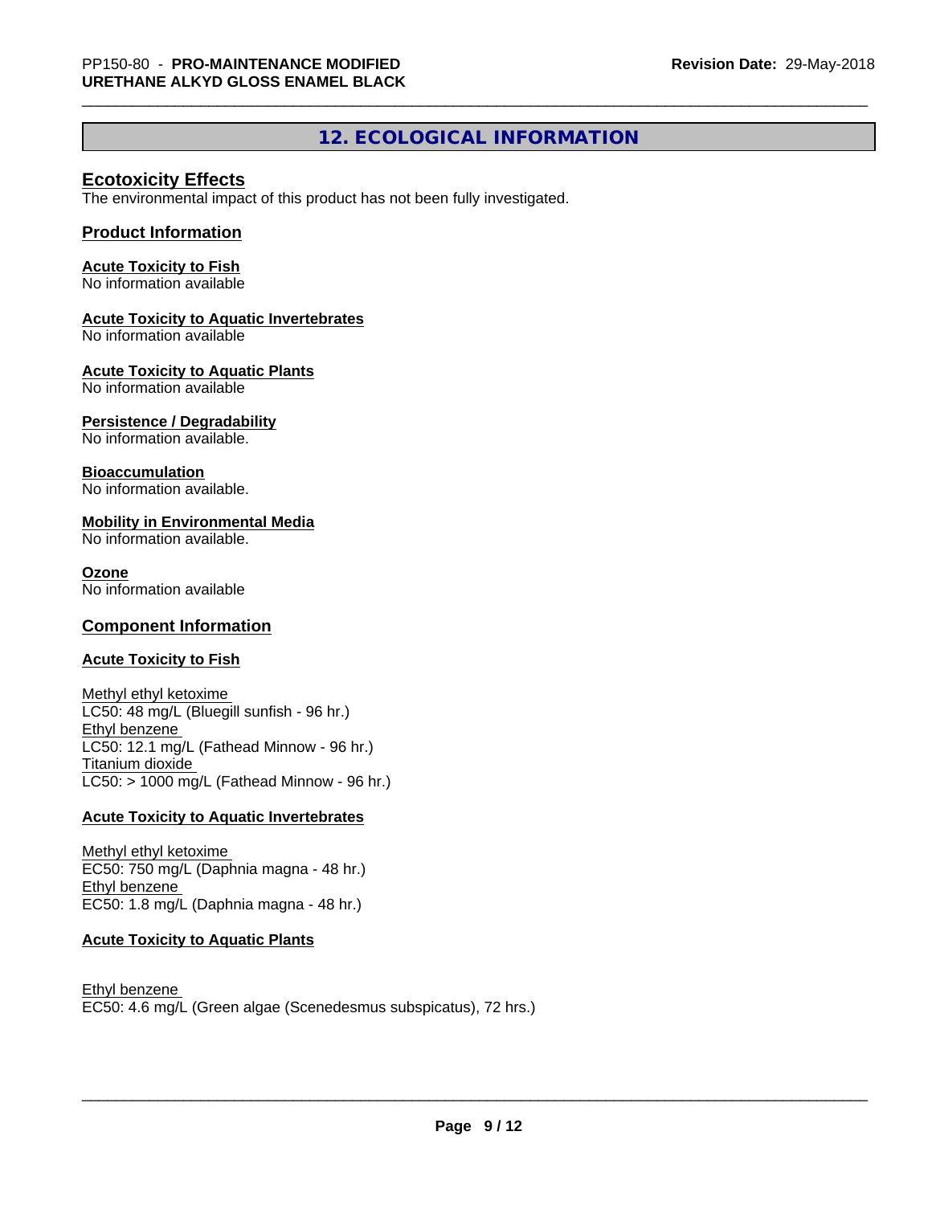## 12. ECOLOGICAL INFORMATION

### Ecotoxicity Effects

The environmental impact of this product has not been fully investigated.

### Product Information

**Acute Toxicity to Fish**
No information available

**Acute Toxicity to Aquatic Invertebrates**
No information available

**Acute Toxicity to Aquatic Plants**
No information available

**Persistence / Degradability**
No information available.

**Bioaccumulation**
No information available.

**Mobility in Environmental Media**
No information available.

**Ozone**
No information available

### Component Information

**Acute Toxicity to Fish**

Methyl ethyl ketoxime
LC50: 48 mg/L (Bluegill sunfish - 96 hr.)
Ethyl benzene
LC50: 12.1 mg/L (Fathead Minnow - 96 hr.)
Titanium dioxide
LC50: > 1000 mg/L (Fathead Minnow - 96 hr.)

**Acute Toxicity to Aquatic Invertebrates**

Methyl ethyl ketoxime
EC50: 750 mg/L (Daphnia magna - 48 hr.)
Ethyl benzene
EC50: 1.8 mg/L (Daphnia magna - 48 hr.)

**Acute Toxicity to Aquatic Plants**

Ethyl benzene
EC50: 4.6 mg/L (Green algae (Scenedesmus subspicatus), 72 hrs.)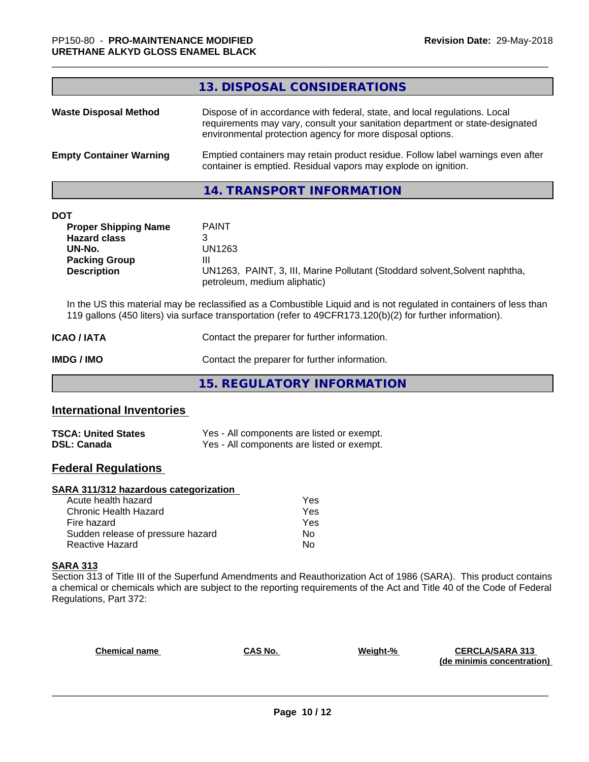## 13. DISPOSAL CONSIDERATIONS

**Waste Disposal Method** Dispose of in accordance with federal, state, and local regulations. Local requirements may vary, consult your sanitation department or state-designated environmental protection agency for more disposal options.

**Empty Container Warning** Emptied containers may retain product residue. Follow label warnings even after container is emptied. Residual vapors may explode on ignition.

## 14. TRANSPORT INFORMATION

**DOT**

| | |
|---|---|
| **Proper Shipping Name** | PAINT |
| **Hazard class** | 3 |
| **UN-No.** | UN1263 |
| **Packing Group** | III |
| **Description** | UN1263, PAINT, 3, III, Marine Pollutant (Stoddard solvent,Solvent naphtha, petroleum, medium aliphatic) |

In the US this material may be reclassified as a Combustible Liquid and is not regulated in containers of less than 119 gallons (450 liters) via surface transportation (refer to 49CFR173.120(b)(2) for further information).

**ICAO / IATA** Contact the preparer for further information.

**IMDG / IMO** Contact the preparer for further information.

## 15. REGULATORY INFORMATION

### International Inventories

| | |
|---|---|
| **TSCA: United States** | Yes - All components are listed or exempt. |
| **DSL: Canada** | Yes - All components are listed or exempt. |

### Federal Regulations

**SARA 311/312 hazardous categorization**

| | |
|---|---|
| Acute health hazard | Yes |
| Chronic Health Hazard | Yes |
| Fire hazard | Yes |
| Sudden release of pressure hazard | No |
| Reactive Hazard | No |

**SARA 313**

Section 313 of Title III of the Superfund Amendments and Reauthorization Act of 1986 (SARA). This product contains a chemical or chemicals which are subject to the reporting requirements of the Act and Title 40 of the Code of Federal Regulations, Part 372:

| Chemical name | CAS No. | Weight-% | CERCLA/SARA 313 (de minimis concentration) |
|---|---|---|---|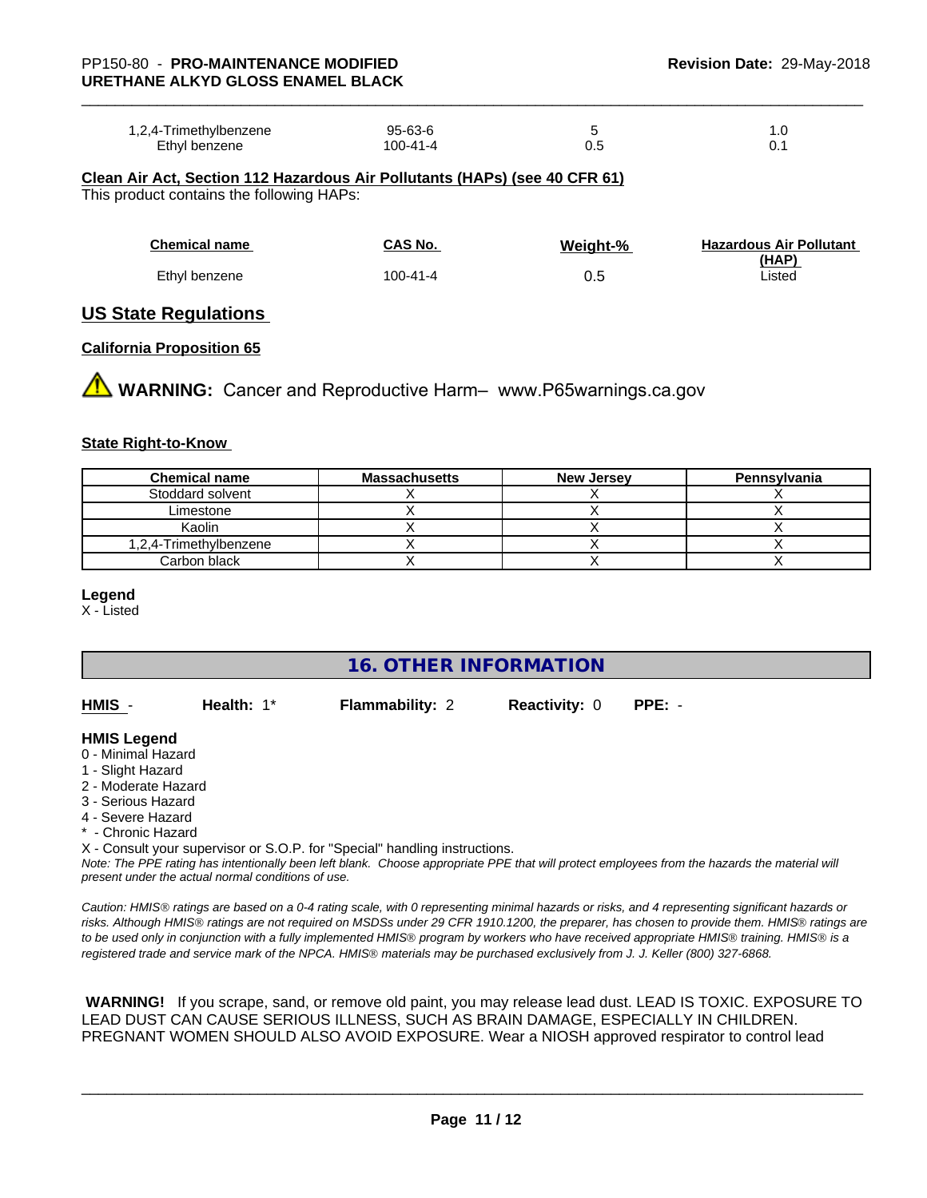| | | | |
|---|---|---|---|
| 1,2,4-Trimethylbenzene | 95-63-6 | 5 | 1.0 |
| Ethyl benzene | 100-41-4 | 0.5 | 0.1 |

**Clean Air Act, Section 112 Hazardous Air Pollutants (HAPs) (see 40 CFR 61)**
This product contains the following HAPs:

| Chemical name | CAS No. | Weight-% | Hazardous Air Pollutant (HAP) |
|---|---|---|---|
| Ethyl benzene | 100-41-4 | 0.5 | Listed |

## US State Regulations

**California Proposition 65**

**WARNING:** Cancer and Reproductive Harm– www.P65warnings.ca.gov

**State Right-to-Know**

| Chemical name | Massachusetts | New Jersey | Pennsylvania |
|---|---|---|---|
| Stoddard solvent | X | X | X |
| Limestone | X | X | X |
| Kaolin | X | X | X |
| 1,2,4-Trimethylbenzene | X | X | X |
| Carbon black | X | X | X |

**Legend**
X - Listed

## 16. OTHER INFORMATION

**HMIS** - **Health:** 1* **Flammability:** 2 **Reactivity:** 0 **PPE:** -

**HMIS Legend**
0 - Minimal Hazard
1 - Slight Hazard
2 - Moderate Hazard
3 - Serious Hazard
4 - Severe Hazard
* - Chronic Hazard
X - Consult your supervisor or S.O.P. for "Special" handling instructions.
*Note: The PPE rating has intentionally been left blank. Choose appropriate PPE that will protect employees from the hazards the material will present under the actual normal conditions of use.*

*Caution: HMIS® ratings are based on a 0-4 rating scale, with 0 representing minimal hazards or risks, and 4 representing significant hazards or risks. Although HMIS® ratings are not required on MSDSs under 29 CFR 1910.1200, the preparer, has chosen to provide them. HMIS® ratings are to be used only in conjunction with a fully implemented HMIS® program by workers who have received appropriate HMIS® training. HMIS® is a registered trade and service mark of the NPCA. HMIS® materials may be purchased exclusively from J. J. Keller (800) 327-6868.*

**WARNING!** If you scrape, sand, or remove old paint, you may release lead dust. LEAD IS TOXIC. EXPOSURE TO LEAD DUST CAN CAUSE SERIOUS ILLNESS, SUCH AS BRAIN DAMAGE, ESPECIALLY IN CHILDREN. PREGNANT WOMEN SHOULD ALSO AVOID EXPOSURE. Wear a NIOSH approved respirator to control lead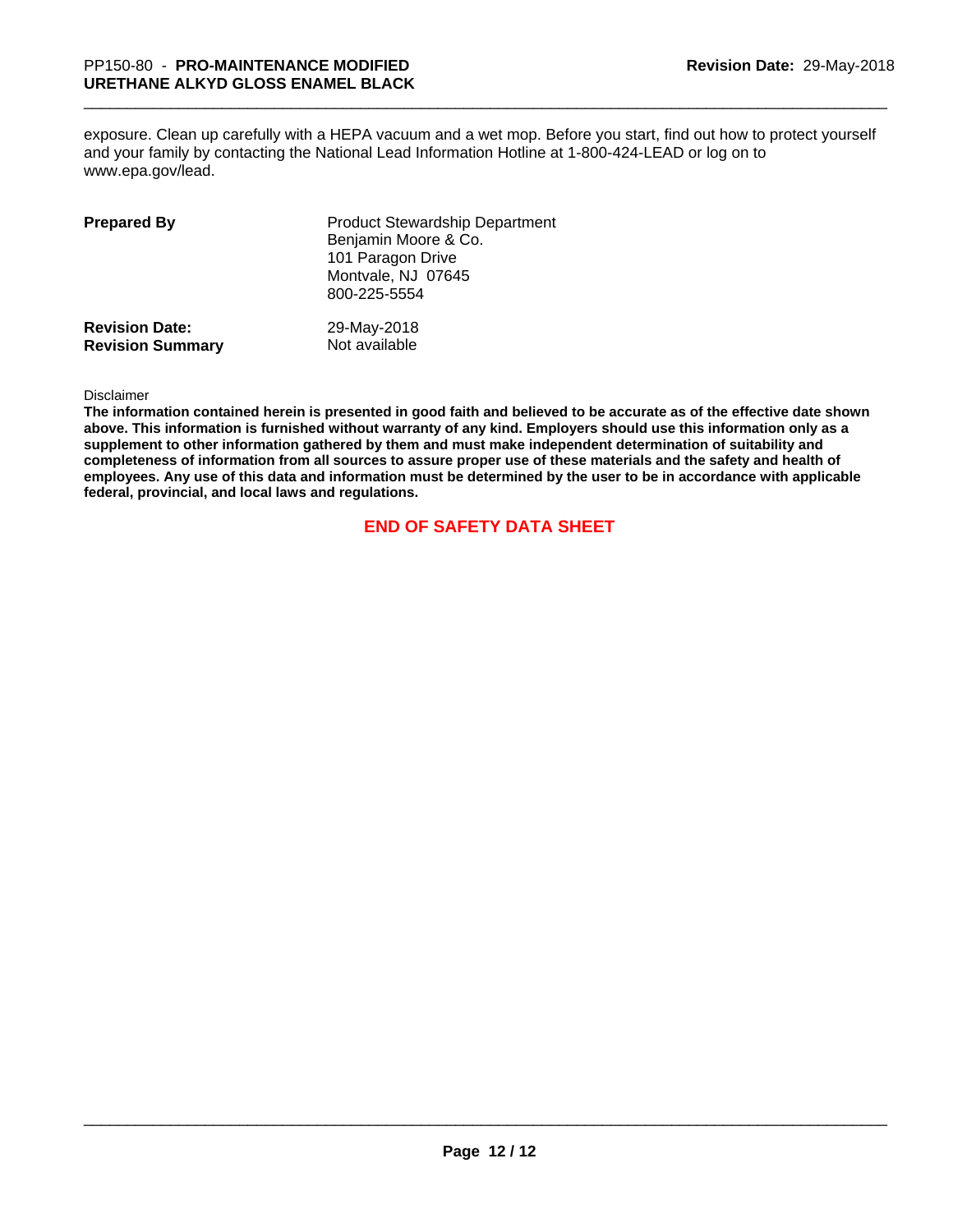exposure. Clean up carefully with a HEPA vacuum and a wet mop. Before you start, find out how to protect yourself and your family by contacting the National Lead Information Hotline at 1-800-424-LEAD or log on to www.epa.gov/lead.

| | |
|---|---|
| **Prepared By** | Product Stewardship Department<br>Benjamin Moore & Co.<br>101 Paragon Drive<br>Montvale, NJ 07645<br>800-225-5554 |
| **Revision Date:** | 29-May-2018 |
| **Revision Summary** | Not available |

Disclaimer

**The information contained herein is presented in good faith and believed to be accurate as of the effective date shown above. This information is furnished without warranty of any kind. Employers should use this information only as a supplement to other information gathered by them and must make independent determination of suitability and completeness of information from all sources to assure proper use of these materials and the safety and health of employees. Any use of this data and information must be determined by the user to be in accordance with applicable federal, provincial, and local laws and regulations.**

**END OF SAFETY DATA SHEET**